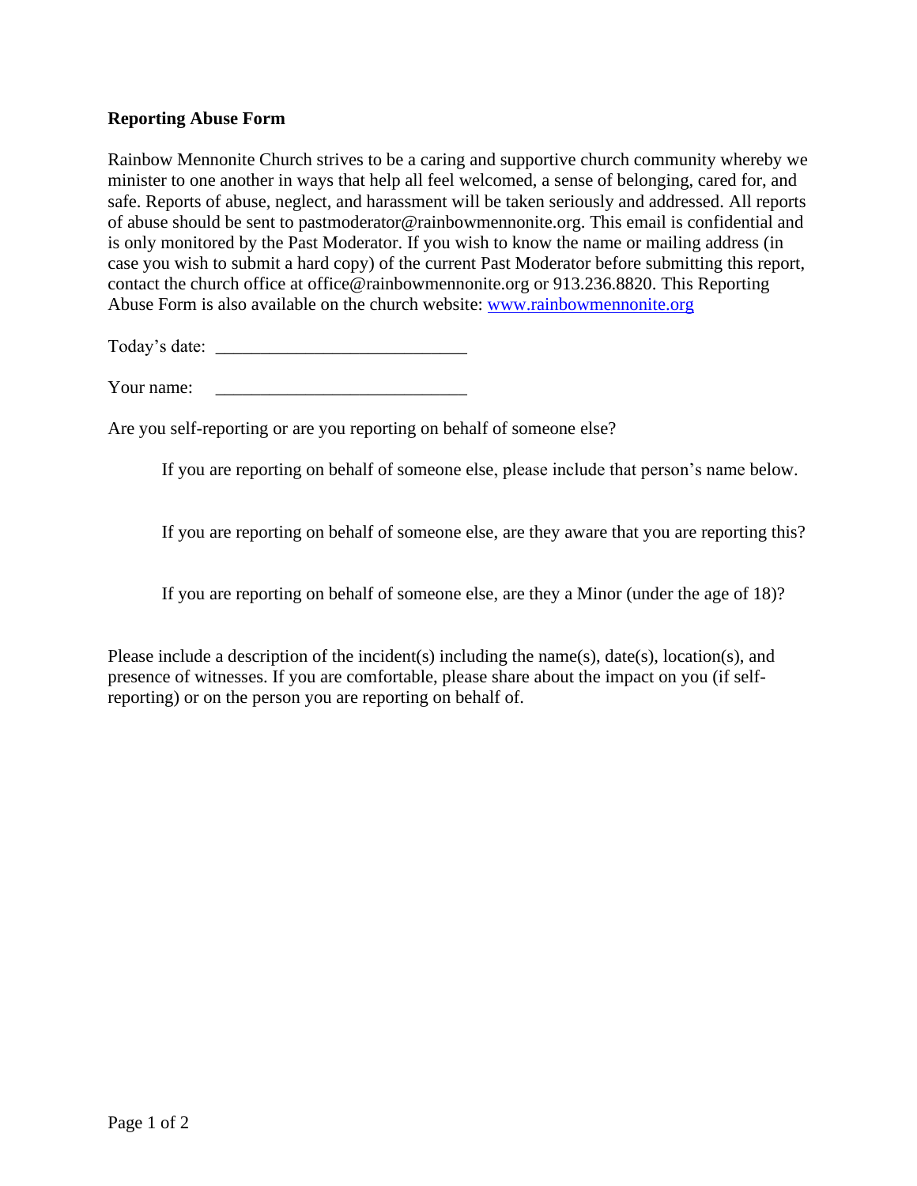**Reporting Abuse Form**

Rainbow Mennonite Church strives to be a caring and supportive church community whereby we minister to one another in ways that help all feel welcomed, a sense of belonging, cared for, and safe. Reports of abuse, neglect, and harassment will be taken seriously and addressed. All reports of abuse should be sent to pastmoderator@rainbowmennonite.org. This email is confidential and is only monitored by the Past Moderator. If you wish to know the name or mailing address (in case you wish to submit a hard copy) of the current Past Moderator before submitting this report, contact the church office at office@rainbowmennonite.org or 913.236.8820. This Reporting Abuse Form is also available on the church website: [www.rainbowmennonite.org](http://www.rainbowmennonite.org)

Today's date: ____________________________

Your name: ____________________________

Are you self-reporting or are you reporting on behalf of someone else?

> If you are reporting on behalf of someone else, please include that person's name below.
>
> If you are reporting on behalf of someone else, are they aware that you are reporting this?
>
> If you are reporting on behalf of someone else, are they a Minor (under the age of 18)?

Please include a description of the incident(s) including the name(s), date(s), location(s), and presence of witnesses. If you are comfortable, please share about the impact on you (if self-reporting) or on the person you are reporting on behalf of.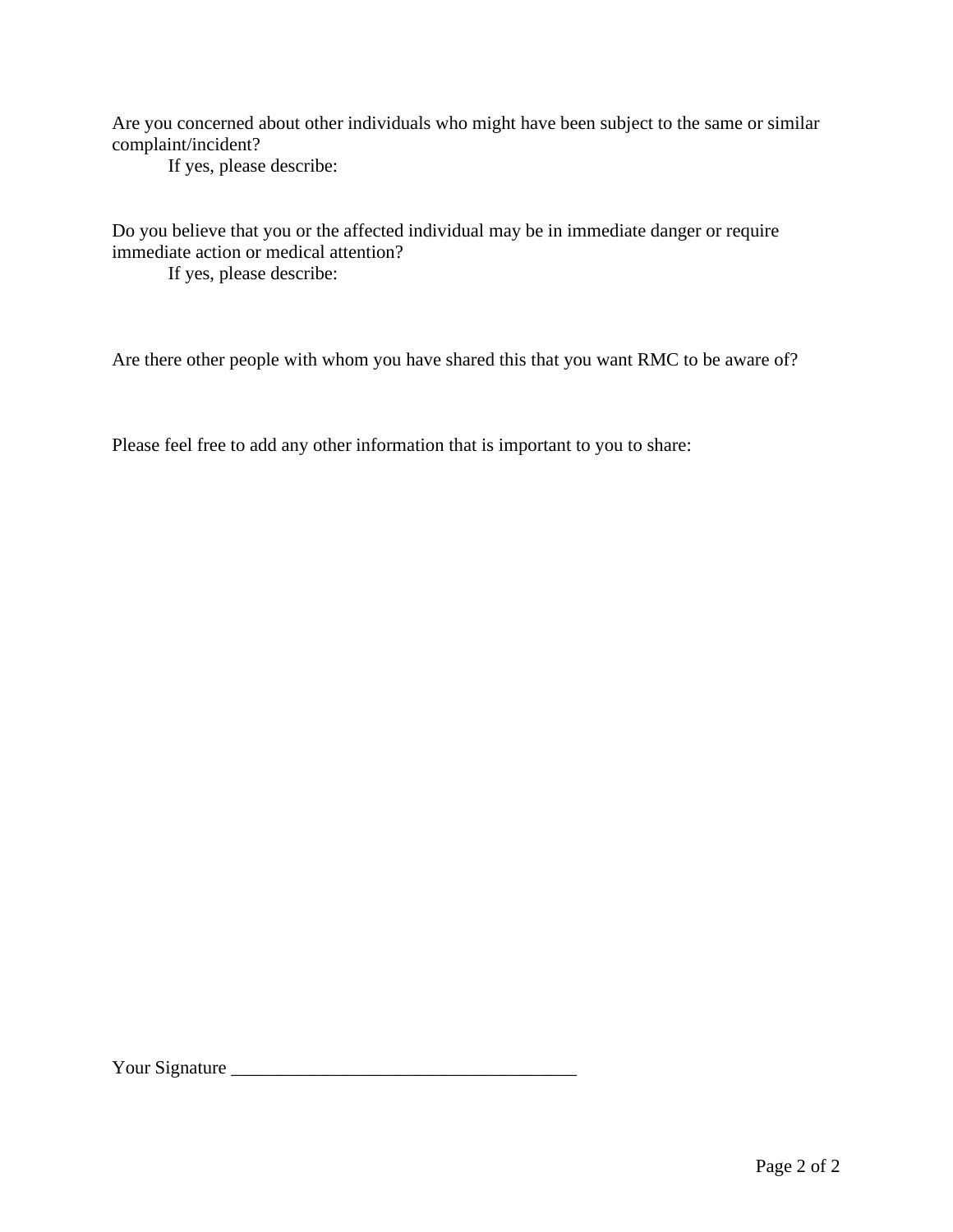Are you concerned about other individuals who might have been subject to the same or similar complaint/incident?

If yes, please describe:

Do you believe that you or the affected individual may be in immediate danger or require immediate action or medical attention?

If yes, please describe:

Are there other people with whom you have shared this that you want RMC to be aware of?

Please feel free to add any other information that is important to you to share:

Your Signature _____________________________________